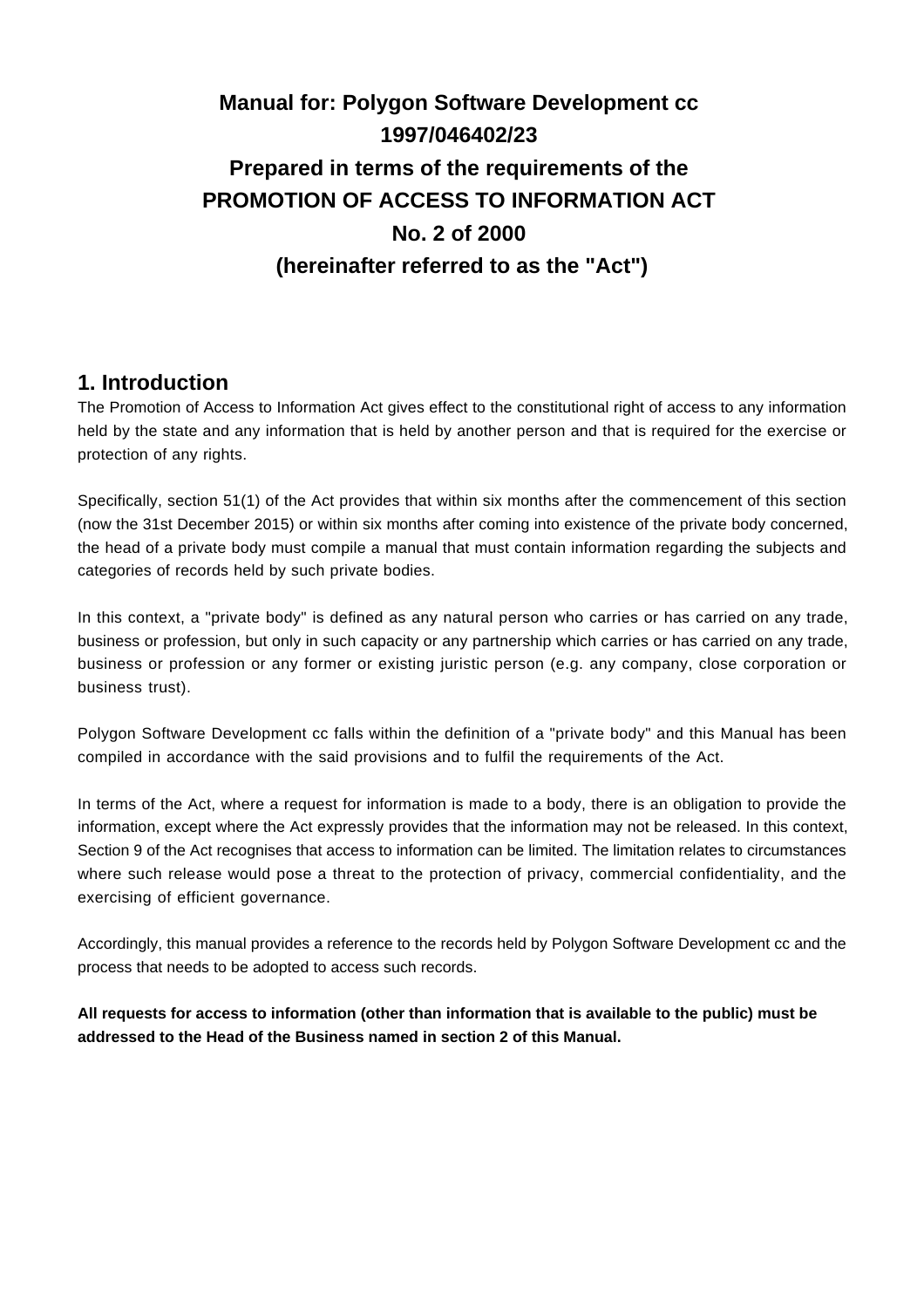# Manual for: Polygon Software Development cc 1997/046402/23 Prepared in terms of the requirements of the PROMOTION OF ACCESS TO INFORMATION ACT No. 2 of 2000 (hereinafter referred to as the "Act")

## 1. Introduction

The Promotion of Access to Information Act gives effect to the constitutional right of access to any information held by the state and any information that is held by another person and that is required for the exercise or protection of any rights.

Specifically, section 51(1) of the Act provides that within six months after the commencement of this section (now the 31st December 2015) or within six months after coming into existence of the private body concerned, the head of a private body must compile a manual that must contain information regarding the subjects and categories of records held by such private bodies.

In this context, a "private body" is defined as any natural person who carries or has carried on any trade, business or profession, but only in such capacity or any partnership which carries or has carried on any trade, business or profession or any former or existing juristic person (e.g. any company, close corporation or business trust).

Polygon Software Development cc falls within the definition of a "private body" and this Manual has been compiled in accordance with the said provisions and to fulfil the requirements of the Act.

In terms of the Act, where a request for information is made to a body, there is an obligation to provide the information, except where the Act expressly provides that the information may not be released. In this context, Section 9 of the Act recognises that access to information can be limited. The limitation relates to circumstances where such release would pose a threat to the protection of privacy, commercial confidentiality, and the exercising of efficient governance.

Accordingly, this manual provides a reference to the records held by Polygon Software Development cc and the process that needs to be adopted to access such records.

**All requests for access to information (other than information that is available to the public) must be addressed to the Head of the Business named in section 2 of this Manual.**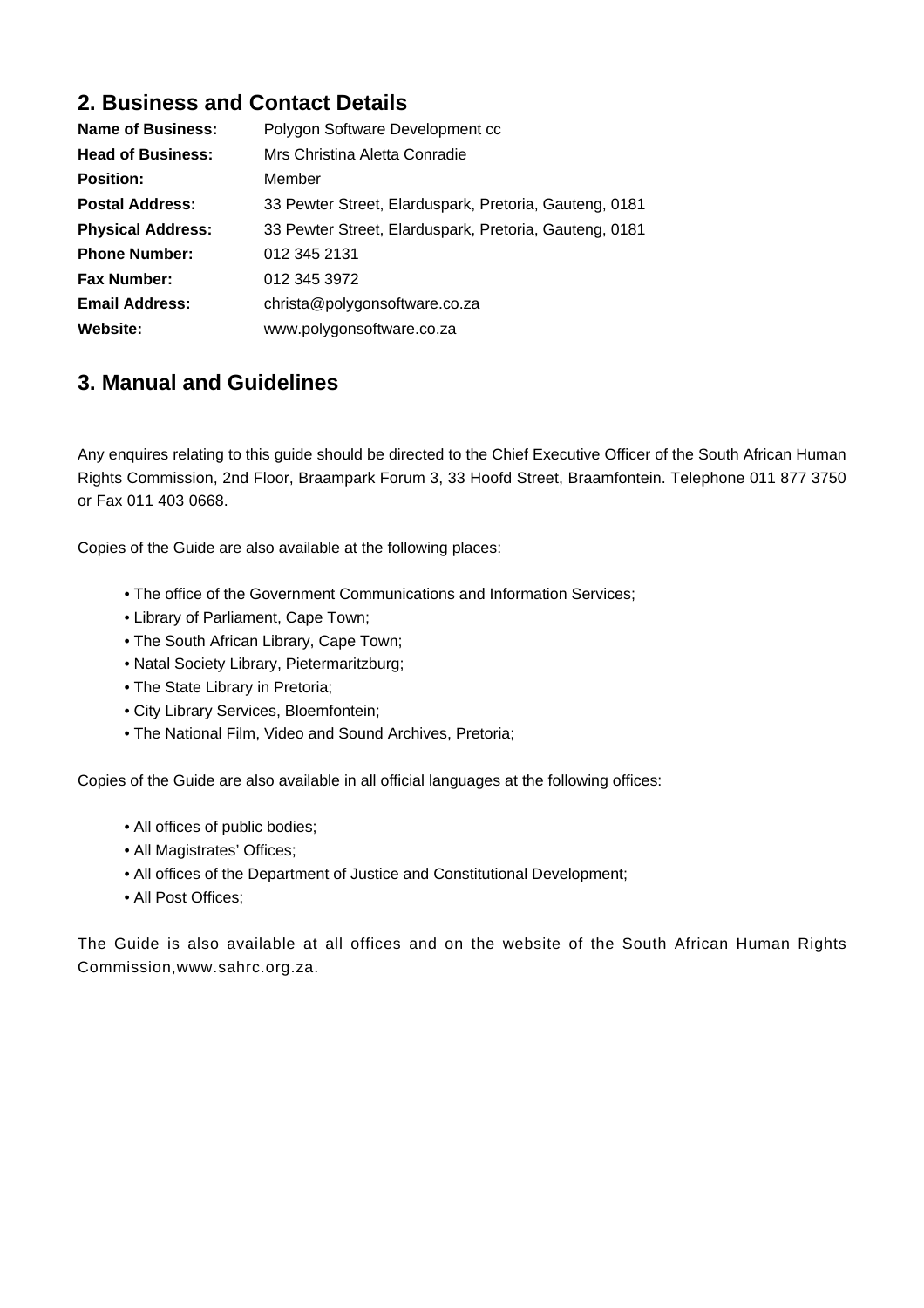## 2. Business and Contact Details

| | |
|---|---|
| **Name of Business:** | Polygon Software Development cc |
| **Head of Business:** | Mrs Christina Aletta Conradie |
| **Position:** | Member |
| **Postal Address:** | 33 Pewter Street, Elarduspark, Pretoria, Gauteng, 0181 |
| **Physical Address:** | 33 Pewter Street, Elarduspark, Pretoria, Gauteng, 0181 |
| **Phone Number:** | 012 345 2131 |
| **Fax Number:** | 012 345 3972 |
| **Email Address:** | christa@polygonsoftware.co.za |
| **Website:** | www.polygonsoftware.co.za |

## 3. Manual and Guidelines

Any enquires relating to this guide should be directed to the Chief Executive Officer of the South African Human Rights Commission, 2nd Floor, Braampark Forum 3, 33 Hoofd Street, Braamfontein. Telephone 011 877 3750 or Fax 011 403 0668.

Copies of the Guide are also available at the following places:

- The office of the Government Communications and Information Services;
- Library of Parliament, Cape Town;
- The South African Library, Cape Town;
- Natal Society Library, Pietermaritzburg;
- The State Library in Pretoria;
- City Library Services, Bloemfontein;
- The National Film, Video and Sound Archives, Pretoria;

Copies of the Guide are also available in all official languages at the following offices:

- All offices of public bodies;
- All Magistrates' Offices;
- All offices of the Department of Justice and Constitutional Development;
- All Post Offices;

The Guide is also available at all offices and on the website of the South African Human Rights Commission,www.sahrc.org.za.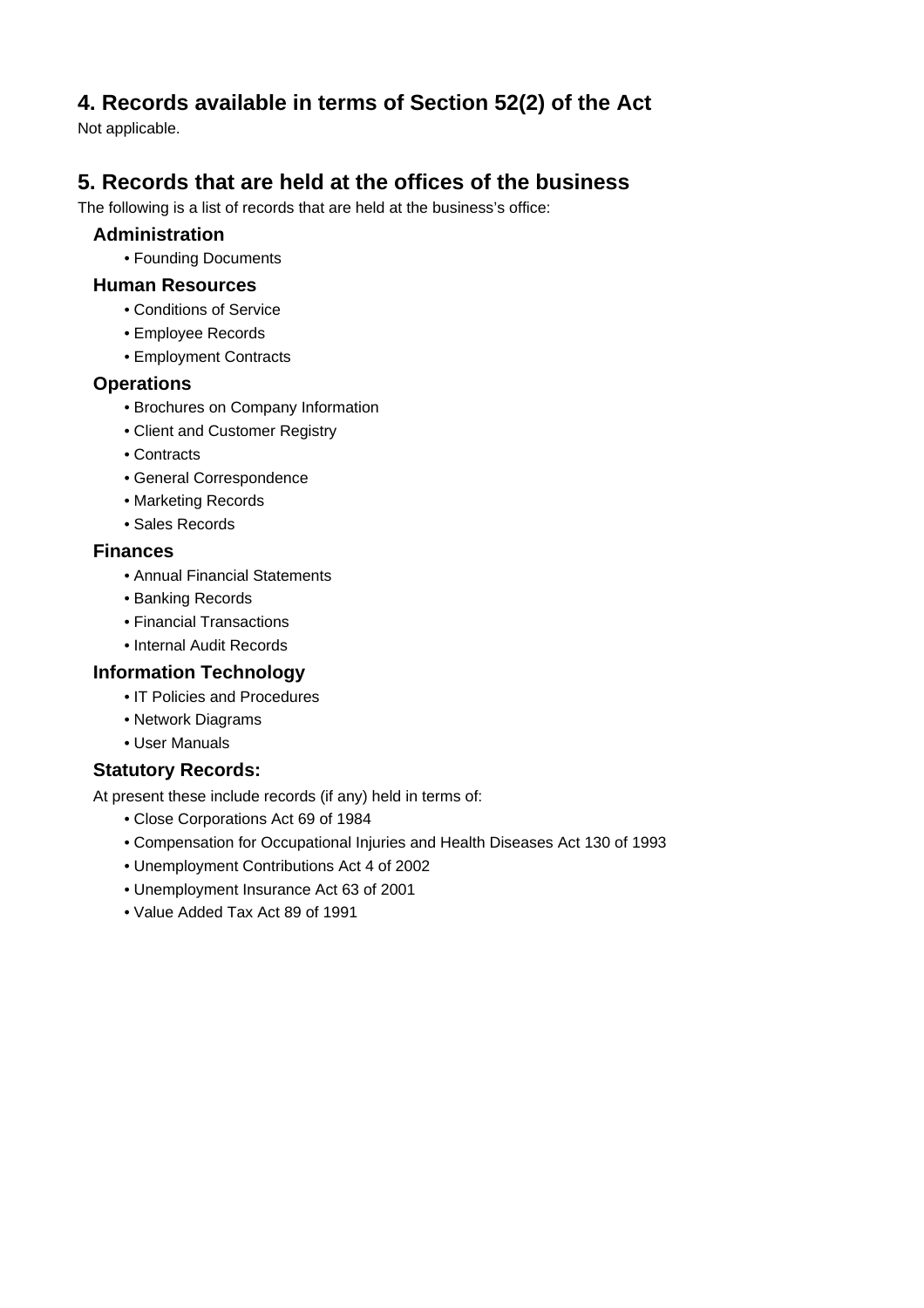## 4. Records available in terms of Section 52(2) of the Act

Not applicable.

## 5. Records that are held at the offices of the business

The following is a list of records that are held at the business's office:

### Administration

- Founding Documents

### Human Resources

- Conditions of Service
- Employee Records
- Employment Contracts

### Operations

- Brochures on Company Information
- Client and Customer Registry
- Contracts
- General Correspondence
- Marketing Records
- Sales Records

### Finances

- Annual Financial Statements
- Banking Records
- Financial Transactions
- Internal Audit Records

### Information Technology

- IT Policies and Procedures
- Network Diagrams
- User Manuals

### Statutory Records:

At present these include records (if any) held in terms of:

- Close Corporations Act 69 of 1984
- Compensation for Occupational Injuries and Health Diseases Act 130 of 1993
- Unemployment Contributions Act 4 of 2002
- Unemployment Insurance Act 63 of 2001
- Value Added Tax Act 89 of 1991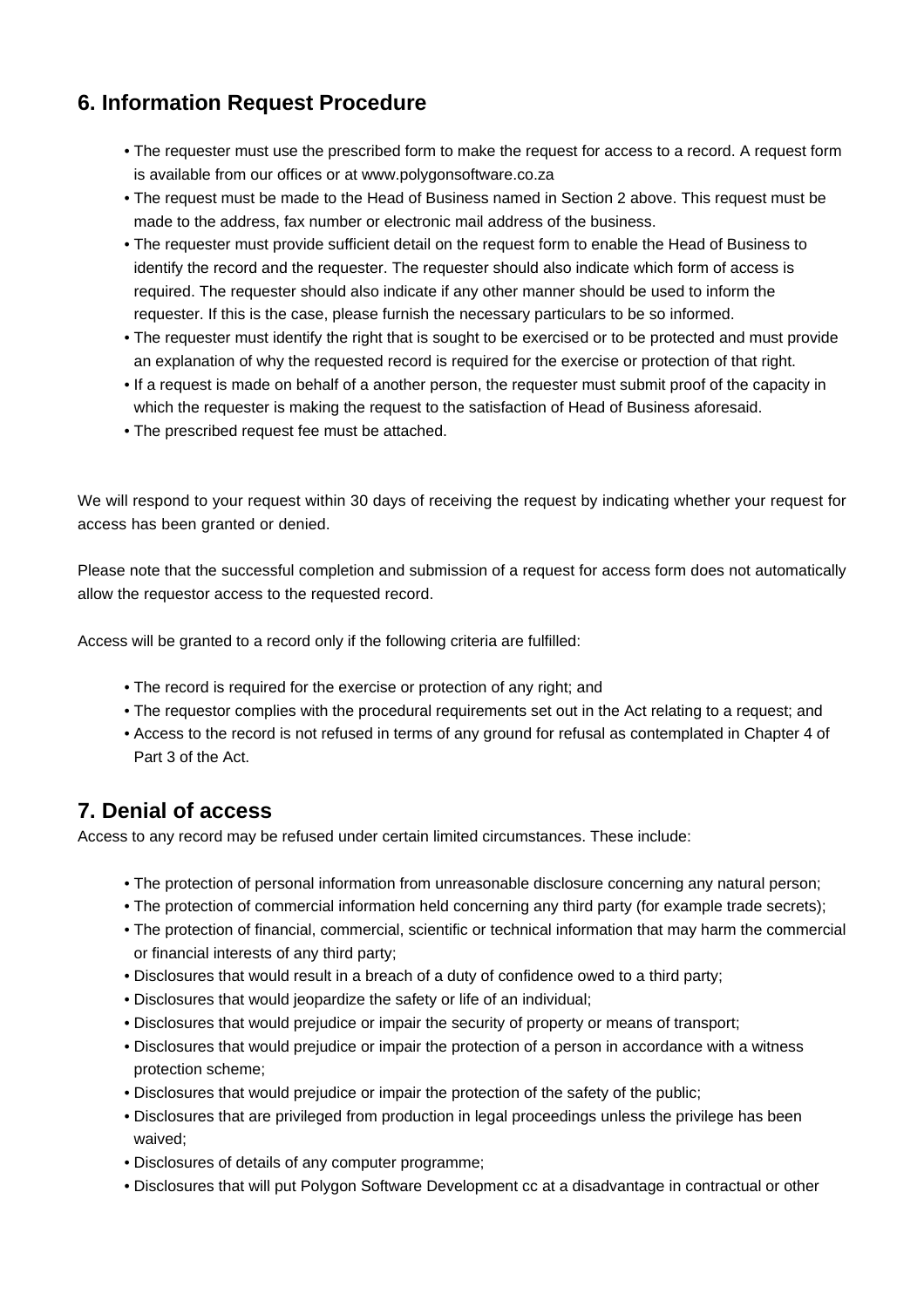## 6. Information Request Procedure

- The requester must use the prescribed form to make the request for access to a record. A request form is available from our offices or at www.polygonsoftware.co.za
- The request must be made to the Head of Business named in Section 2 above. This request must be made to the address, fax number or electronic mail address of the business.
- The requester must provide sufficient detail on the request form to enable the Head of Business to identify the record and the requester. The requester should also indicate which form of access is required. The requester should also indicate if any other manner should be used to inform the requester. If this is the case, please furnish the necessary particulars to be so informed.
- The requester must identify the right that is sought to be exercised or to be protected and must provide an explanation of why the requested record is required for the exercise or protection of that right.
- If a request is made on behalf of a another person, the requester must submit proof of the capacity in which the requester is making the request to the satisfaction of Head of Business aforesaid.
- The prescribed request fee must be attached.

We will respond to your request within 30 days of receiving the request by indicating whether your request for access has been granted or denied.

Please note that the successful completion and submission of a request for access form does not automatically allow the requestor access to the requested record.

Access will be granted to a record only if the following criteria are fulfilled:

- The record is required for the exercise or protection of any right; and
- The requestor complies with the procedural requirements set out in the Act relating to a request; and
- Access to the record is not refused in terms of any ground for refusal as contemplated in Chapter 4 of Part 3 of the Act.

## 7. Denial of access

Access to any record may be refused under certain limited circumstances. These include:

- The protection of personal information from unreasonable disclosure concerning any natural person;
- The protection of commercial information held concerning any third party (for example trade secrets);
- The protection of financial, commercial, scientific or technical information that may harm the commercial or financial interests of any third party;
- Disclosures that would result in a breach of a duty of confidence owed to a third party;
- Disclosures that would jeopardize the safety or life of an individual;
- Disclosures that would prejudice or impair the security of property or means of transport;
- Disclosures that would prejudice or impair the protection of a person in accordance with a witness protection scheme;
- Disclosures that would prejudice or impair the protection of the safety of the public;
- Disclosures that are privileged from production in legal proceedings unless the privilege has been waived;
- Disclosures of details of any computer programme;
- Disclosures that will put Polygon Software Development cc at a disadvantage in contractual or other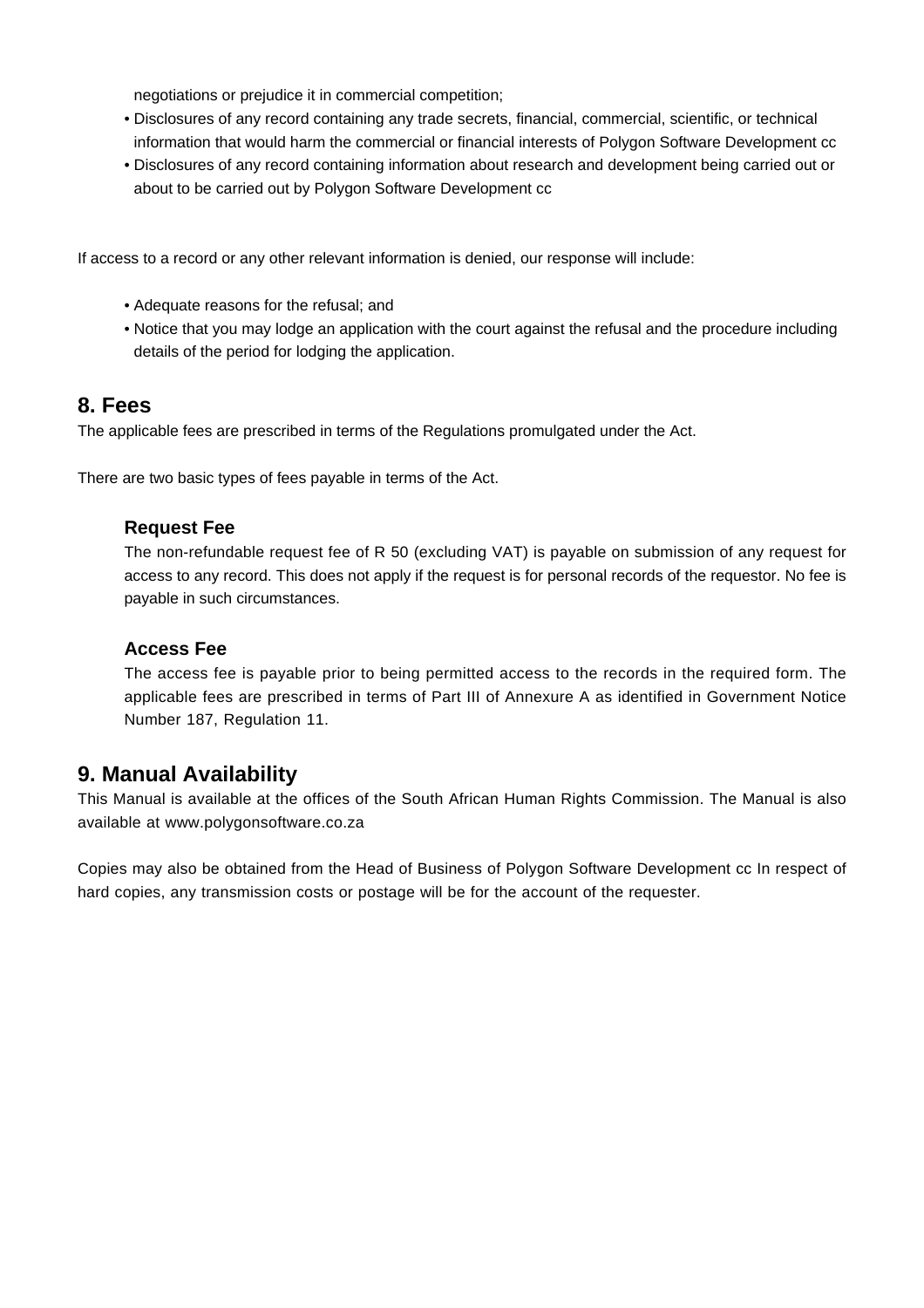negotiations or prejudice it in commercial competition;

- Disclosures of any record containing any trade secrets, financial, commercial, scientific, or technical information that would harm the commercial or financial interests of Polygon Software Development cc
- Disclosures of any record containing information about research and development being carried out or about to be carried out by Polygon Software Development cc

If access to a record or any other relevant information is denied, our response will include:

- Adequate reasons for the refusal; and
- Notice that you may lodge an application with the court against the refusal and the procedure including details of the period for lodging the application.

## 8. Fees

The applicable fees are prescribed in terms of the Regulations promulgated under the Act.

There are two basic types of fees payable in terms of the Act.

### Request Fee

The non-refundable request fee of R 50 (excluding VAT) is payable on submission of any request for access to any record. This does not apply if the request is for personal records of the requestor. No fee is payable in such circumstances.

### Access Fee

The access fee is payable prior to being permitted access to the records in the required form. The applicable fees are prescribed in terms of Part III of Annexure A as identified in Government Notice Number 187, Regulation 11.

## 9. Manual Availability

This Manual is available at the offices of the South African Human Rights Commission. The Manual is also available at www.polygonsoftware.co.za

Copies may also be obtained from the Head of Business of Polygon Software Development cc In respect of hard copies, any transmission costs or postage will be for the account of the requester.